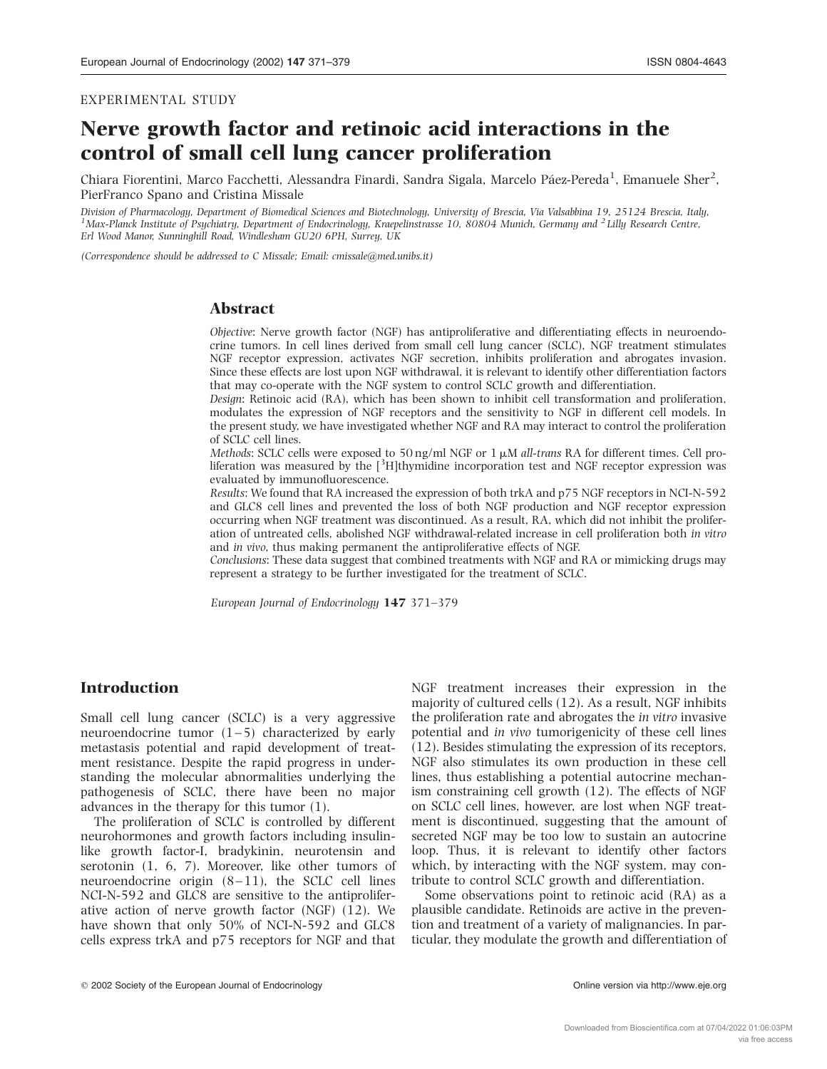EXPERIMENTAL STUDY

# Nerve growth factor and retinoic acid interactions in the control of small cell lung cancer proliferation

Chiara Fiorentini, Marco Facchetti, Alessandra Finardi, Sandra Sigala, Marcelo Páez-Pereda[1], Emanuele Sher[2], PierFranco Spano and Cristina Missale

*Division of Pharmacology, Department of Biomedical Sciences and Biotechnology, University of Brescia, Via Valsabbina 19, 25124 Brescia, Italy,* [1]*Max-Planck Institute of Psychiatry, Department of Endocrinology, Kraepelinstrasse 10, 80804 Munich, Germany and* [2]*Lilly Research Centre, Erl Wood Manor, Sunninghill Road, Windlesham GU20 6PH, Surrey, UK*

*(Correspondence should be addressed to C Missale; Email: cmissale@med.unibs.it)*

## Abstract

*Objective*: Nerve growth factor (NGF) has antiproliferative and differentiating effects in neuroendocrine tumors. In cell lines derived from small cell lung cancer (SCLC), NGF treatment stimulates NGF receptor expression, activates NGF secretion, inhibits proliferation and abrogates invasion. Since these effects are lost upon NGF withdrawal, it is relevant to identify other differentiation factors that may co-operate with the NGF system to control SCLC growth and differentiation.

*Design*: Retinoic acid (RA), which has been shown to inhibit cell transformation and proliferation, modulates the expression of NGF receptors and the sensitivity to NGF in different cell models. In the present study, we have investigated whether NGF and RA may interact to control the proliferation of SCLC cell lines.

*Methods*: SCLC cells were exposed to 50 ng/ml NGF or 1 μM *all-trans* RA for different times. Cell proliferation was measured by the [$^3$H]thymidine incorporation test and NGF receptor expression was evaluated by immunofluorescence.

*Results*: We found that RA increased the expression of both trkA and p75 NGF receptors in NCI-N-592 and GLC8 cell lines and prevented the loss of both NGF production and NGF receptor expression occurring when NGF treatment was discontinued. As a result, RA, which did not inhibit the proliferation of untreated cells, abolished NGF withdrawal-related increase in cell proliferation both *in vitro* and *in vivo*, thus making permanent the antiproliferative effects of NGF.

*Conclusions*: These data suggest that combined treatments with NGF and RA or mimicking drugs may represent a strategy to be further investigated for the treatment of SCLC.

*European Journal of Endocrinology* **147** 371–379

## Introduction

Small cell lung cancer (SCLC) is a very aggressive neuroendocrine tumor (1–5) characterized by early metastasis potential and rapid development of treatment resistance. Despite the rapid progress in understanding the molecular abnormalities underlying the pathogenesis of SCLC, there have been no major advances in the therapy for this tumor (1).

The proliferation of SCLC is controlled by different neurohormones and growth factors including insulin-like growth factor-I, bradykinin, neurotensin and serotonin (1, 6, 7). Moreover, like other tumors of neuroendocrine origin (8–11), the SCLC cell lines NCI-N-592 and GLC8 are sensitive to the antiproliferative action of nerve growth factor (NGF) (12). We have shown that only 50% of NCI-N-592 and GLC8 cells express trkA and p75 receptors for NGF and that NGF treatment increases their expression in the majority of cultured cells (12). As a result, NGF inhibits the proliferation rate and abrogates the *in vitro* invasive potential and *in vivo* tumorigenicity of these cell lines (12). Besides stimulating the expression of its receptors, NGF also stimulates its own production in these cell lines, thus establishing a potential autocrine mechanism constraining cell growth (12). The effects of NGF on SCLC cell lines, however, are lost when NGF treatment is discontinued, suggesting that the amount of secreted NGF may be too low to sustain an autocrine loop. Thus, it is relevant to identify other factors which, by interacting with the NGF system, may contribute to control SCLC growth and differentiation.

Some observations point to retinoic acid (RA) as a plausible candidate. Retinoids are active in the prevention and treatment of a variety of malignancies. In particular, they modulate the growth and differentiation of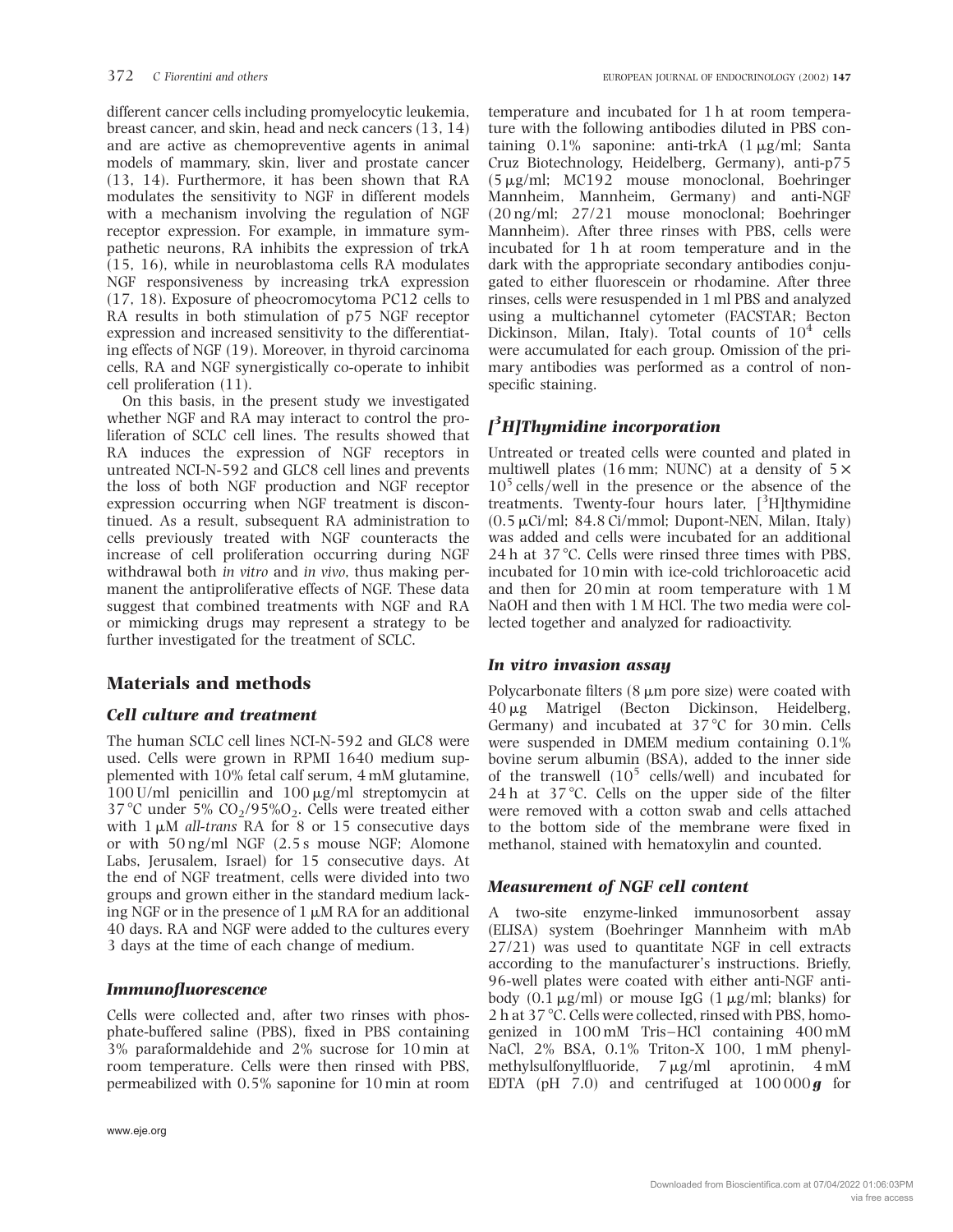different cancer cells including promyelocytic leukemia, breast cancer, and skin, head and neck cancers (13, 14) and are active as chemopreventive agents in animal models of mammary, skin, liver and prostate cancer (13, 14). Furthermore, it has been shown that RA modulates the sensitivity to NGF in different models with a mechanism involving the regulation of NGF receptor expression. For example, in immature sympathetic neurons, RA inhibits the expression of trkA (15, 16), while in neuroblastoma cells RA modulates NGF responsiveness by increasing trkA expression (17, 18). Exposure of pheocromocytoma PC12 cells to RA results in both stimulation of p75 NGF receptor expression and increased sensitivity to the differentiating effects of NGF (19). Moreover, in thyroid carcinoma cells, RA and NGF synergistically co-operate to inhibit cell proliferation (11).

On this basis, in the present study we investigated whether NGF and RA may interact to control the proliferation of SCLC cell lines. The results showed that RA induces the expression of NGF receptors in untreated NCI-N-592 and GLC8 cell lines and prevents the loss of both NGF production and NGF receptor expression occurring when NGF treatment is discontinued. As a result, subsequent RA administration to cells previously treated with NGF counteracts the increase of cell proliferation occurring during NGF withdrawal both *in vitro* and *in vivo*, thus making permanent the antiproliferative effects of NGF. These data suggest that combined treatments with NGF and RA or mimicking drugs may represent a strategy to be further investigated for the treatment of SCLC.

## Materials and methods

### Cell culture and treatment

The human SCLC cell lines NCI-N-592 and GLC8 were used. Cells were grown in RPMI 1640 medium supplemented with 10% fetal calf serum, 4 mM glutamine, 100 U/ml penicillin and 100 μg/ml streptomycin at 37 °C under 5% $CO_2$/95%$O_2$. Cells were treated either with 1 μM *all-trans* RA for 8 or 15 consecutive days or with 50 ng/ml NGF (2.5 s mouse NGF; Alomone Labs, Jerusalem, Israel) for 15 consecutive days. At the end of NGF treatment, cells were divided into two groups and grown either in the standard medium lacking NGF or in the presence of 1 μM RA for an additional 40 days. RA and NGF were added to the cultures every 3 days at the time of each change of medium.

### Immunofluorescence

Cells were collected and, after two rinses with phosphate-buffered saline (PBS), fixed in PBS containing 3% paraformaldehide and 2% sucrose for 10 min at room temperature. Cells were then rinsed with PBS, permeabilized with 0.5% saponine for 10 min at room temperature and incubated for 1 h at room temperature with the following antibodies diluted in PBS containing 0.1% saponine: anti-trkA (1 μg/ml; Santa Cruz Biotechnology, Heidelberg, Germany), anti-p75 (5 μg/ml; MC192 mouse monoclonal, Boehringer Mannheim, Mannheim, Germany) and anti-NGF (20 ng/ml; 27/21 mouse monoclonal; Boehringer Mannheim). After three rinses with PBS, cells were incubated for 1 h at room temperature and in the dark with the appropriate secondary antibodies conjugated to either fluorescein or rhodamine. After three rinses, cells were resuspended in 1 ml PBS and analyzed using a multichannel cytometer (FACSTAR; Becton Dickinson, Milan, Italy). Total counts of $10^4$ cells were accumulated for each group. Omission of the primary antibodies was performed as a control of nonspecific staining.

### [$^3$H]Thymidine incorporation

Untreated or treated cells were counted and plated in multiwell plates (16 mm; NUNC) at a density of $5 \times 10^5$ cells/well in the presence or the absence of the treatments. Twenty-four hours later, [$^3$H]thymidine (0.5 μCi/ml; 84.8 Ci/mmol; Dupont-NEN, Milan, Italy) was added and cells were incubated for an additional 24 h at 37 °C. Cells were rinsed three times with PBS, incubated for 10 min with ice-cold trichloroacetic acid and then for 20 min at room temperature with 1 M NaOH and then with 1 M HCl. The two media were collected together and analyzed for radioactivity.

### In vitro invasion assay

Polycarbonate filters (8 μm pore size) were coated with 40 μg Matrigel (Becton Dickinson, Heidelberg, Germany) and incubated at 37 °C for 30 min. Cells were suspended in DMEM medium containing 0.1% bovine serum albumin (BSA), added to the inner side of the transwell ($10^5$ cells/well) and incubated for 24 h at 37 °C. Cells on the upper side of the filter were removed with a cotton swab and cells attached to the bottom side of the membrane were fixed in methanol, stained with hematoxylin and counted.

### Measurement of NGF cell content

A two-site enzyme-linked immunosorbent assay (ELISA) system (Boehringer Mannheim with mAb 27/21) was used to quantitate NGF in cell extracts according to the manufacturer's instructions. Briefly, 96-well plates were coated with either anti-NGF antibody (0.1 μg/ml) or mouse IgG (1 μg/ml; blanks) for 2 h at 37 °C. Cells were collected, rinsed with PBS, homogenized in 100 mM Tris–HCl containing 400 mM NaCl, 2% BSA, 0.1% Triton-X 100, 1 mM phenylmethylsulfonylfluoride, 7 μg/ml aprotinin, 4 mM EDTA (pH 7.0) and centrifuged at 100 000 ***g*** for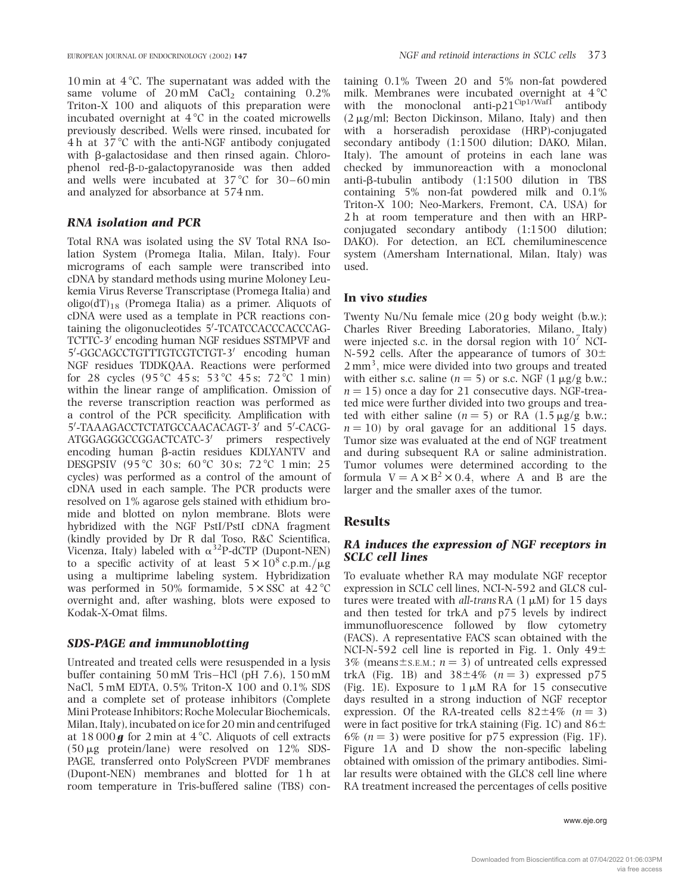10 min at 4 °C. The supernatant was added with the same volume of 20 mM $CaCl_2$ containing 0.2% Triton-X 100 and aliquots of this preparation were incubated overnight at 4 °C in the coated microwells previously described. Wells were rinsed, incubated for 4 h at 37 °C with the anti-NGF antibody conjugated with β-galactosidase and then rinsed again. Chlorophenol red-β-D-galactopyranoside was then added and wells were incubated at 37 °C for 30–60 min and analyzed for absorbance at 574 nm.

### *RNA isolation and PCR*

Total RNA was isolated using the SV Total RNA Isolation System (Promega Italia, Milan, Italy). Four micrograms of each sample were transcribed into cDNA by standard methods using murine Moloney Leukemia Virus Reverse Transcriptase (Promega Italia) and $oligo(dT)_{18}$ (Promega Italia) as a primer. Aliquots of cDNA were used as a template in PCR reactions containing the oligonucleotides 5′-TCATCCACCCACCCAG-TCTTC-3′ encoding human NGF residues SSTMPVF and 5′-GGCAGCCTGTTTGTCGTCTGT-3′ encoding human NGF residues TDDKQAA. Reactions were performed for 28 cycles (95 °C 45 s; 53 °C 45 s; 72 °C 1 min) within the linear range of amplification. Omission of the reverse transcription reaction was performed as a control of the PCR specificity. Amplification with 5′-TAAAGACCTCTATGCCAACACAGT-3′ and 5′-CACG-ATGGAGGGCCGGACTCATC-3′ primers respectively encoding human β-actin residues KDLYANTV and DESGPSIV (95 °C 30 s; 60 °C 30 s; 72 °C 1 min; 25 cycles) was performed as a control of the amount of cDNA used in each sample. The PCR products were resolved on 1% agarose gels stained with ethidium bromide and blotted on nylon membrane. Blots were hybridized with the NGF PstI/PstI cDNA fragment (kindly provided by Dr R dal Toso, R&C Scientifica, Vicenza, Italy) labeled with $\alpha^{32}$P-dCTP (Dupont-NEN) to a specific activity of at least $5 \times 10^8$ c.p.m./μg using a multiprime labeling system. Hybridization was performed in 50% formamide, 5 × SSC at 42 °C overnight and, after washing, blots were exposed to Kodak-X-Omat films.

### *SDS-PAGE and immunoblotting*

Untreated and treated cells were resuspended in a lysis buffer containing 50 mM Tris–HCl (pH 7.6), 150 mM NaCl, 5 mM EDTA, 0.5% Triton-X 100 and 0.1% SDS and a complete set of protease inhibitors (Complete Mini Protease Inhibitors; Roche Molecular Biochemicals, Milan, Italy), incubated on ice for 20 min and centrifuged at 18 000 ***g*** for 2 min at 4 °C. Aliquots of cell extracts (50 μg protein/lane) were resolved on 12% SDS-PAGE, transferred onto PolyScreen PVDF membranes (Dupont-NEN) membranes and blotted for 1 h at room temperature in Tris-buffered saline (TBS) containing 0.1% Tween 20 and 5% non-fat powdered milk. Membranes were incubated overnight at 4 °C with the monoclonal anti-$p21^{Cip1/Waf1}$ antibody (2 μg/ml; Becton Dickinson, Milano, Italy) and then with a horseradish peroxidase (HRP)-conjugated secondary antibody (1:1500 dilution; DAKO, Milan, Italy). The amount of proteins in each lane was checked by immunoreaction with a monoclonal anti-β-tubulin antibody (1:1500 dilution in TBS containing 5% non-fat powdered milk and 0.1% Triton-X 100; Neo-Markers, Fremont, CA, USA) for 2 h at room temperature and then with an HRP-conjugated secondary antibody (1:1500 dilution; DAKO). For detection, an ECL chemiluminescence system (Amersham International, Milan, Italy) was used.

### In vivo *studies*

Twenty Nu/Nu female mice (20 g body weight (b.w.); Charles River Breeding Laboratories, Milano, Italy) were injected s.c. in the dorsal region with $10^7$ NCI-N-592 cells. After the appearance of tumors of 30 ± 2 $mm^3$, mice were divided into two groups and treated with either s.c. saline ($n = 5$) or s.c. NGF (1 μg/g b.w.; $n = 15$) once a day for 21 consecutive days. NGF-treated mice were further divided into two groups and treated with either saline ($n = 5$) or RA (1.5 μg/g b.w.; $n = 10$) by oral gavage for an additional 15 days. Tumor size was evaluated at the end of NGF treatment and during subsequent RA or saline administration. Tumor volumes were determined according to the formula $V = A \times B^2 \times 0.4$, where A and B are the larger and the smaller axes of the tumor.

## Results

### *RA induces the expression of NGF receptors in SCLC cell lines*

To evaluate whether RA may modulate NGF receptor expression in SCLC cell lines, NCI-N-592 and GLC8 cultures were treated with *all-trans* RA (1 μM) for 15 days and then tested for trkA and p75 levels by indirect immunofluorescence followed by flow cytometry (FACS). A representative FACS scan obtained with the NCI-N-592 cell line is reported in Fig. 1. Only 49 ± 3% (means ± S.E.M.; $n = 3$) of untreated cells expressed trkA (Fig. 1B) and 38 ± 4% ($n = 3$) expressed p75 (Fig. 1E). Exposure to 1 μM RA for 15 consecutive days resulted in a strong induction of NGF receptor expression. Of the RA-treated cells 82 ± 4% ($n = 3$) were in fact positive for trkA staining (Fig. 1C) and 86 ± 6% ($n = 3$) were positive for p75 expression (Fig. 1F). Figure 1A and D show the non-specific labeling obtained with omission of the primary antibodies. Similar results were obtained with the GLC8 cell line where RA treatment increased the percentages of cells positive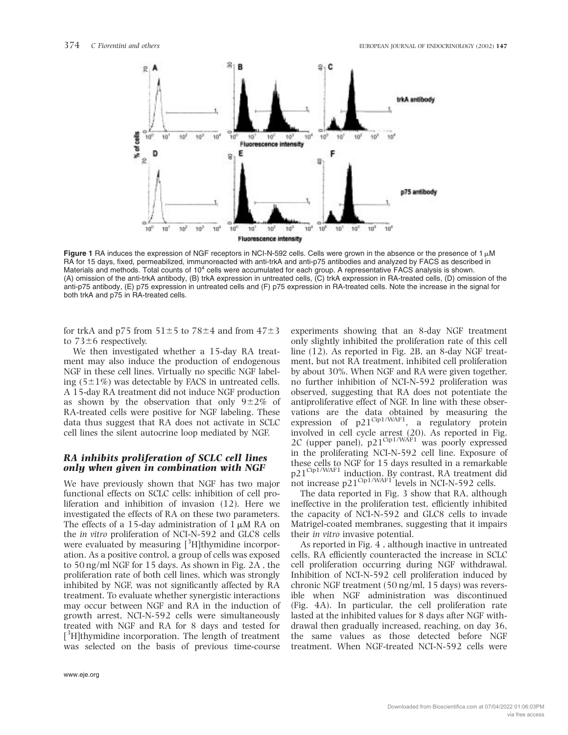**Figure 1** RA induces the expression of NGF receptors in NCI-N-592 cells. Cells were grown in the absence or the presence of 1 μM RA for 15 days, fixed, permeabilized, immunoreacted with anti-trkA and anti-p75 antibodies and analyzed by FACS as described in Materials and methods. Total counts of $10^4$ cells were accumulated for each group. A representative FACS analysis is shown. (A) omission of the anti-trkA antibody, (B) trkA expression in untreated cells, (C) trkA expression in RA-treated cells, (D) omission of the anti-p75 antibody, (E) p75 expression in untreated cells and (F) p75 expression in RA-treated cells. Note the increase in the signal for both trkA and p75 in RA-treated cells.

for trkA and p75 from 51±5 to 78±4 and from 47±3 to 73±6 respectively.

We then investigated whether a 15-day RA treatment may also induce the production of endogenous NGF in these cell lines. Virtually no specific NGF labeling (5±1%) was detectable by FACS in untreated cells. A 15-day RA treatment did not induce NGF production as shown by the observation that only 9±2% of RA-treated cells were positive for NGF labeling. These data thus suggest that RA does not activate in SCLC cell lines the silent autocrine loop mediated by NGF.

### *RA inhibits proliferation of SCLC cell lines only when given in combination with NGF*

We have previously shown that NGF has two major functional effects on SCLC cells: inhibition of cell proliferation and inhibition of invasion (12). Here we investigated the effects of RA on these two parameters. The effects of a 15-day administration of 1 μM RA on the *in vitro* proliferation of NCI-N-592 and GLC8 cells were evaluated by measuring [$^3$H]thymidine incorporation. As a positive control, a group of cells was exposed to 50 ng/ml NGF for 15 days. As shown in Fig. 2A , the proliferation rate of both cell lines, which was strongly inhibited by NGF, was not significantly affected by RA treatment. To evaluate whether synergistic interactions may occur between NGF and RA in the induction of growth arrest, NCI-N-592 cells were simultaneously treated with NGF and RA for 8 days and tested for [$^3$H]thymidine incorporation. The length of treatment was selected on the basis of previous time-course experiments showing that an 8-day NGF treatment only slightly inhibited the proliferation rate of this cell line (12). As reported in Fig. 2B, an 8-day NGF treatment, but not RA treatment, inhibited cell proliferation by about 30%. When NGF and RA were given together, no further inhibition of NCI-N-592 proliferation was observed, suggesting that RA does not potentiate the antiproliferative effect of NGF. In line with these observations are the data obtained by measuring the expression of p21$^{Cip1/WAF1}$, a regulatory protein involved in cell cycle arrest (20). As reported in Fig. 2C (upper panel), p21$^{Cip1/WAF1}$ was poorly expressed in the proliferating NCI-N-592 cell line. Exposure of these cells to NGF for 15 days resulted in a remarkable p21$^{Cip1/WAF1}$ induction. By contrast, RA treatment did not increase p21$^{Cip1/WAF1}$ levels in NCI-N-592 cells.

The data reported in Fig. 3 show that RA, although ineffective in the proliferation test, efficiently inhibited the capacity of NCI-N-592 and GLC8 cells to invade Matrigel-coated membranes, suggesting that it impairs their *in vitro* invasive potential.

As reported in Fig. 4 , although inactive in untreated cells, RA efficiently counteracted the increase in SCLC cell proliferation occurring during NGF withdrawal. Inhibition of NCI-N-592 cell proliferation induced by chronic NGF treatment (50 ng/ml, 15 days) was reversible when NGF administration was discontinued (Fig. 4A). In particular, the cell proliferation rate lasted at the inhibited values for 8 days after NGF withdrawal then gradually increased, reaching, on day 36, the same values as those detected before NGF treatment. When NGF-treated NCI-N-592 cells were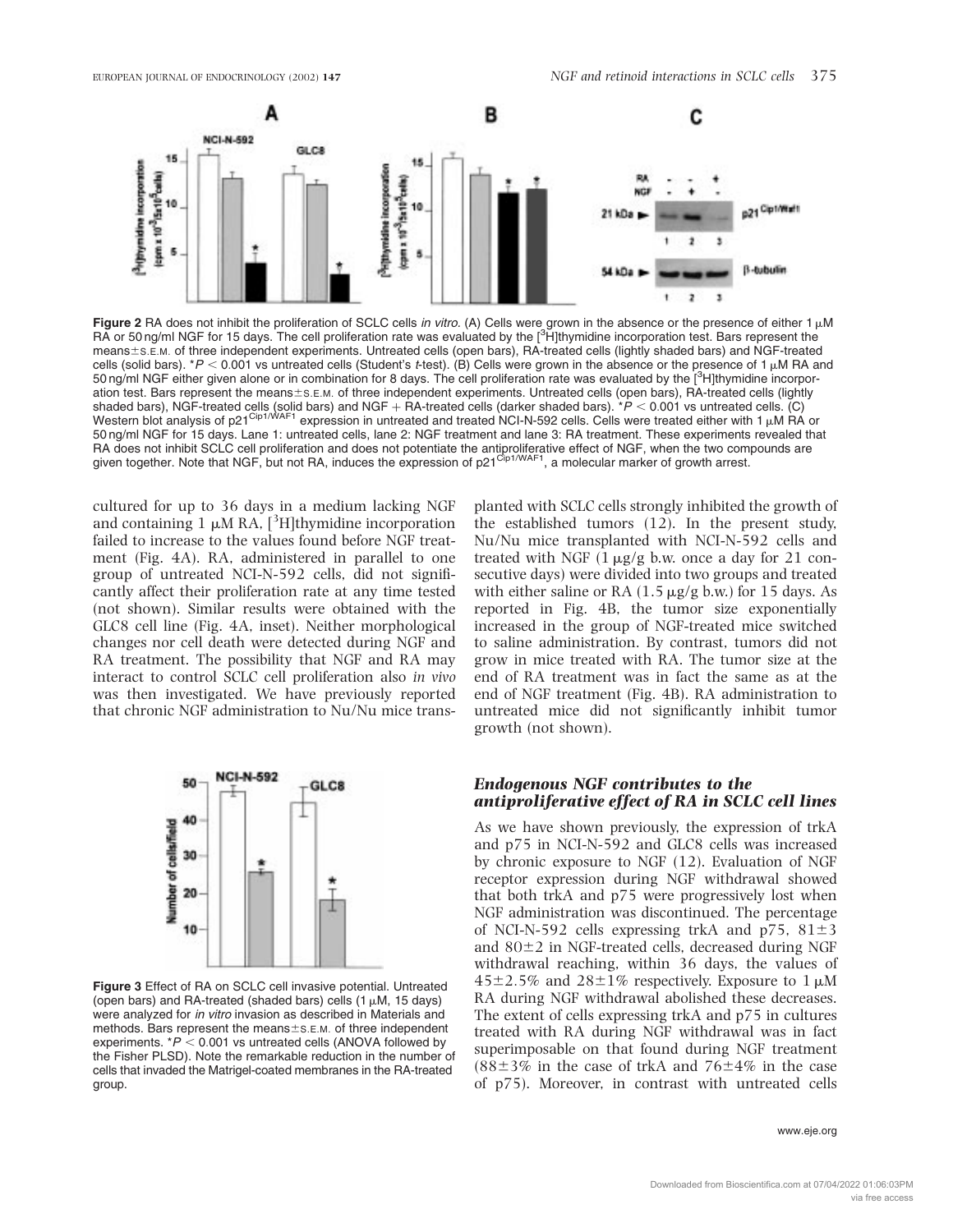Figure 2 RA does not inhibit the proliferation of SCLC cells *in vitro*. (A) Cells were grown in the absence or the presence of either 1 μM RA or 50 ng/ml NGF for 15 days. The cell proliferation rate was evaluated by the [$^3$H]thymidine incorporation test. Bars represent the means±S.E.M. of three independent experiments. Untreated cells (open bars), RA-treated cells (lightly shaded bars) and NGF-treated cells (solid bars). *$P < 0.001$ vs untreated cells (Student's *t*-test). (B) Cells were grown in the absence or the presence of 1 μM RA and 50 ng/ml NGF either given alone or in combination for 8 days. The cell proliferation rate was evaluated by the [$^3$H]thymidine incorporation test. Bars represent the means±S.E.M. of three independent experiments. Untreated cells (open bars), RA-treated cells (lightly shaded bars), NGF-treated cells (solid bars) and NGF + RA-treated cells (darker shaded bars). *$P < 0.001$ vs untreated cells. (C) Western blot analysis of p21$^{Cip1/WAF1}$ expression in untreated and treated NCI-N-592 cells. Cells were treated either with 1 μM RA or 50 ng/ml NGF for 15 days. Lane 1: untreated cells, lane 2: NGF treatment and lane 3: RA treatment. These experiments revealed that RA does not inhibit SCLC cell proliferation and does not potentiate the antiproliferative effect of NGF, when the two compounds are given together. Note that NGF, but not RA, induces the expression of p21$^{Cip1/WAF1}$, a molecular marker of growth arrest.

cultured for up to 36 days in a medium lacking NGF and containing 1 μM RA, [$^3$H]thymidine incorporation failed to increase to the values found before NGF treatment (Fig. 4A). RA, administered in parallel to one group of untreated NCI-N-592 cells, did not significantly affect their proliferation rate at any time tested (not shown). Similar results were obtained with the GLC8 cell line (Fig. 4A, inset). Neither morphological changes nor cell death were detected during NGF and RA treatment. The possibility that NGF and RA may interact to control SCLC cell proliferation also *in vivo* was then investigated. We have previously reported that chronic NGF administration to Nu/Nu mice transplanted with SCLC cells strongly inhibited the growth of the established tumors (12). In the present study, Nu/Nu mice transplanted with NCI-N-592 cells and treated with NGF (1 μg/g b.w. once a day for 21 consecutive days) were divided into two groups and treated with either saline or RA (1.5 μg/g b.w.) for 15 days. As reported in Fig. 4B, the tumor size exponentially increased in the group of NGF-treated mice switched to saline administration. By contrast, tumors did not grow in mice treated with RA. The tumor size at the end of RA treatment was in fact the same as at the end of NGF treatment (Fig. 4B). RA administration to untreated mice did not significantly inhibit tumor growth (not shown).

Figure 3 Effect of RA on SCLC cell invasive potential. Untreated (open bars) and RA-treated (shaded bars) cells (1 μM, 15 days) were analyzed for *in vitro* invasion as described in Materials and methods. Bars represent the means±S.E.M. of three independent experiments. *$P < 0.001$ vs untreated cells (ANOVA followed by the Fisher PLSD). Note the remarkable reduction in the number of cells that invaded the Matrigel-coated membranes in the RA-treated group.

### *Endogenous NGF contributes to the antiproliferative effect of RA in SCLC cell lines*

As we have shown previously, the expression of trkA and p75 in NCI-N-592 and GLC8 cells was increased by chronic exposure to NGF (12). Evaluation of NGF receptor expression during NGF withdrawal showed that both trkA and p75 were progressively lost when NGF administration was discontinued. The percentage of NCI-N-592 cells expressing trkA and p75, 81±3 and 80±2 in NGF-treated cells, decreased during NGF withdrawal reaching, within 36 days, the values of 45±2.5% and 28±1% respectively. Exposure to 1 μM RA during NGF withdrawal abolished these decreases. The extent of cells expressing trkA and p75 in cultures treated with RA during NGF withdrawal was in fact superimposable on that found during NGF treatment (88±3% in the case of trkA and 76±4% in the case of p75). Moreover, in contrast with untreated cells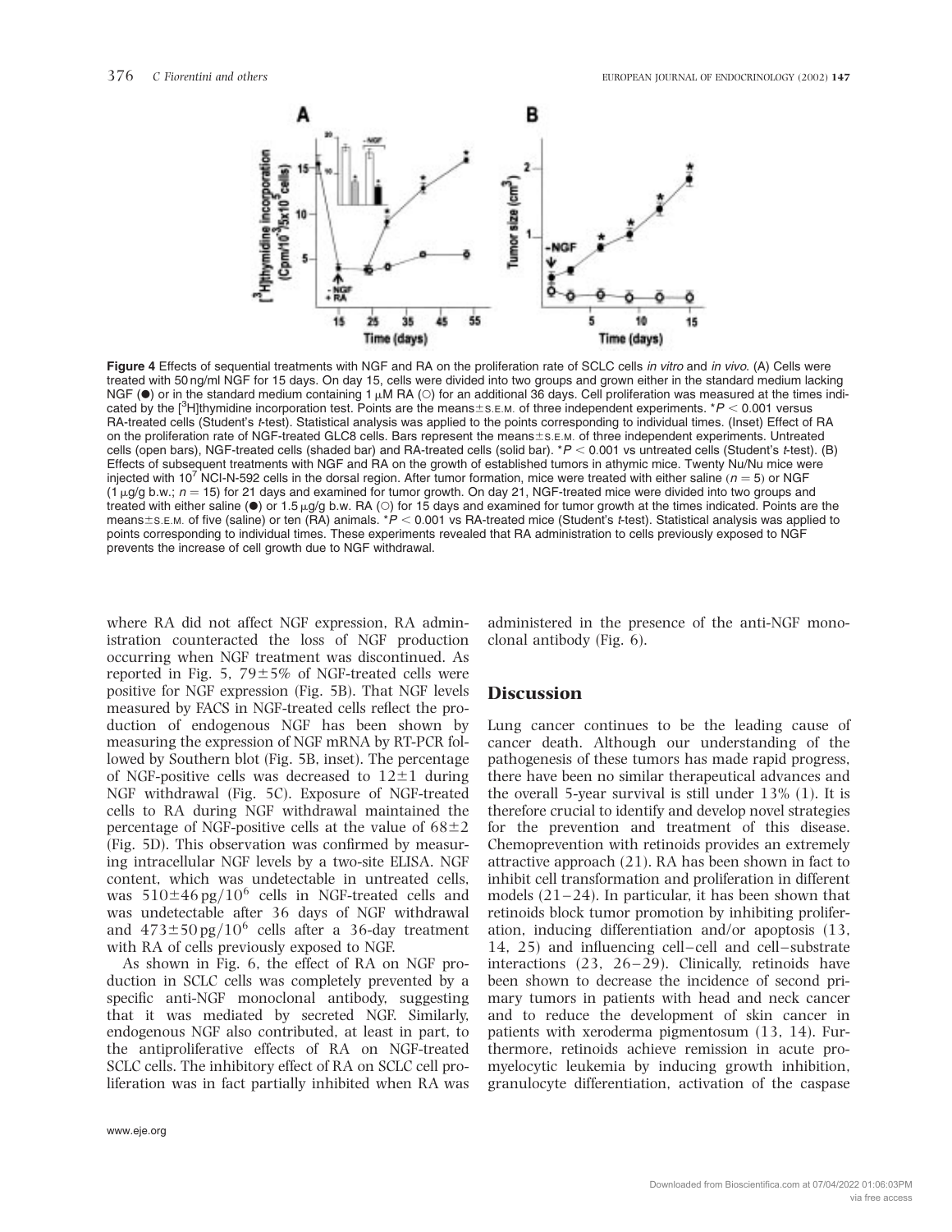**Figure 4** Effects of sequential treatments with NGF and RA on the proliferation rate of SCLC cells *in vitro* and *in vivo*. (A) Cells were treated with 50 ng/ml NGF for 15 days. On day 15, cells were divided into two groups and grown either in the standard medium lacking NGF (●) or in the standard medium containing 1 μM RA (○) for an additional 36 days. Cell proliferation was measured at the times indicated by the [$^{3}$H]thymidine incorporation test. Points are the means±S.E.M. of three independent experiments. *$P < 0.001$ versus RA-treated cells (Student's *t*-test). Statistical analysis was applied to the points corresponding to individual times. (Inset) Effect of RA on the proliferation rate of NGF-treated GLC8 cells. Bars represent the means±S.E.M. of three independent experiments. Untreated cells (open bars), NGF-treated cells (shaded bar) and RA-treated cells (solid bar). *$P < 0.001$ vs untreated cells (Student's *t*-test). (B) Effects of subsequent treatments with NGF and RA on the growth of established tumors in athymic mice. Twenty Nu/Nu mice were injected with $10^{7}$ NCI-N-592 cells in the dorsal region. After tumor formation, mice were treated with either saline ($n = 5$) or NGF (1 μg/g b.w.; $n = 15$) for 21 days and examined for tumor growth. On day 21, NGF-treated mice were divided into two groups and treated with either saline (●) or 1.5 μg/g b.w. RA (○) for 15 days and examined for tumor growth at the times indicated. Points are the means±S.E.M. of five (saline) or ten (RA) animals. *$P < 0.001$ vs RA-treated mice (Student's *t*-test). Statistical analysis was applied to points corresponding to individual times. These experiments revealed that RA administration to cells previously exposed to NGF prevents the increase of cell growth due to NGF withdrawal.

where RA did not affect NGF expression, RA administration counteracted the loss of NGF production occurring when NGF treatment was discontinued. As reported in Fig. 5, 79±5% of NGF-treated cells were positive for NGF expression (Fig. 5B). That NGF levels measured by FACS in NGF-treated cells reflect the production of endogenous NGF has been shown by measuring the expression of NGF mRNA by RT-PCR followed by Southern blot (Fig. 5B, inset). The percentage of NGF-positive cells was decreased to 12±1 during NGF withdrawal (Fig. 5C). Exposure of NGF-treated cells to RA during NGF withdrawal maintained the percentage of NGF-positive cells at the value of 68±2 (Fig. 5D). This observation was confirmed by measuring intracellular NGF levels by a two-site ELISA. NGF content, which was undetectable in untreated cells, was 510±46 pg/$10^{6}$ cells in NGF-treated cells and was undetectable after 36 days of NGF withdrawal and 473±50 pg/$10^{6}$ cells after a 36-day treatment with RA of cells previously exposed to NGF.

As shown in Fig. 6, the effect of RA on NGF production in SCLC cells was completely prevented by a specific anti-NGF monoclonal antibody, suggesting that it was mediated by secreted NGF. Similarly, endogenous NGF also contributed, at least in part, to the antiproliferative effects of RA on NGF-treated SCLC cells. The inhibitory effect of RA on SCLC cell proliferation was in fact partially inhibited when RA was administered in the presence of the anti-NGF monoclonal antibody (Fig. 6).

## Discussion

Lung cancer continues to be the leading cause of cancer death. Although our understanding of the pathogenesis of these tumors has made rapid progress, there have been no similar therapeutical advances and the overall 5-year survival is still under 13% (1). It is therefore crucial to identify and develop novel strategies for the prevention and treatment of this disease. Chemoprevention with retinoids provides an extremely attractive approach (21). RA has been shown in fact to inhibit cell transformation and proliferation in different models (21–24). In particular, it has been shown that retinoids block tumor promotion by inhibiting proliferation, inducing differentiation and/or apoptosis (13, 14, 25) and influencing cell–cell and cell–substrate interactions (23, 26–29). Clinically, retinoids have been shown to decrease the incidence of second primary tumors in patients with head and neck cancer and to reduce the development of skin cancer in patients with xeroderma pigmentosum (13, 14). Furthermore, retinoids achieve remission in acute promyelocytic leukemia by inducing growth inhibition, granulocyte differentiation, activation of the caspase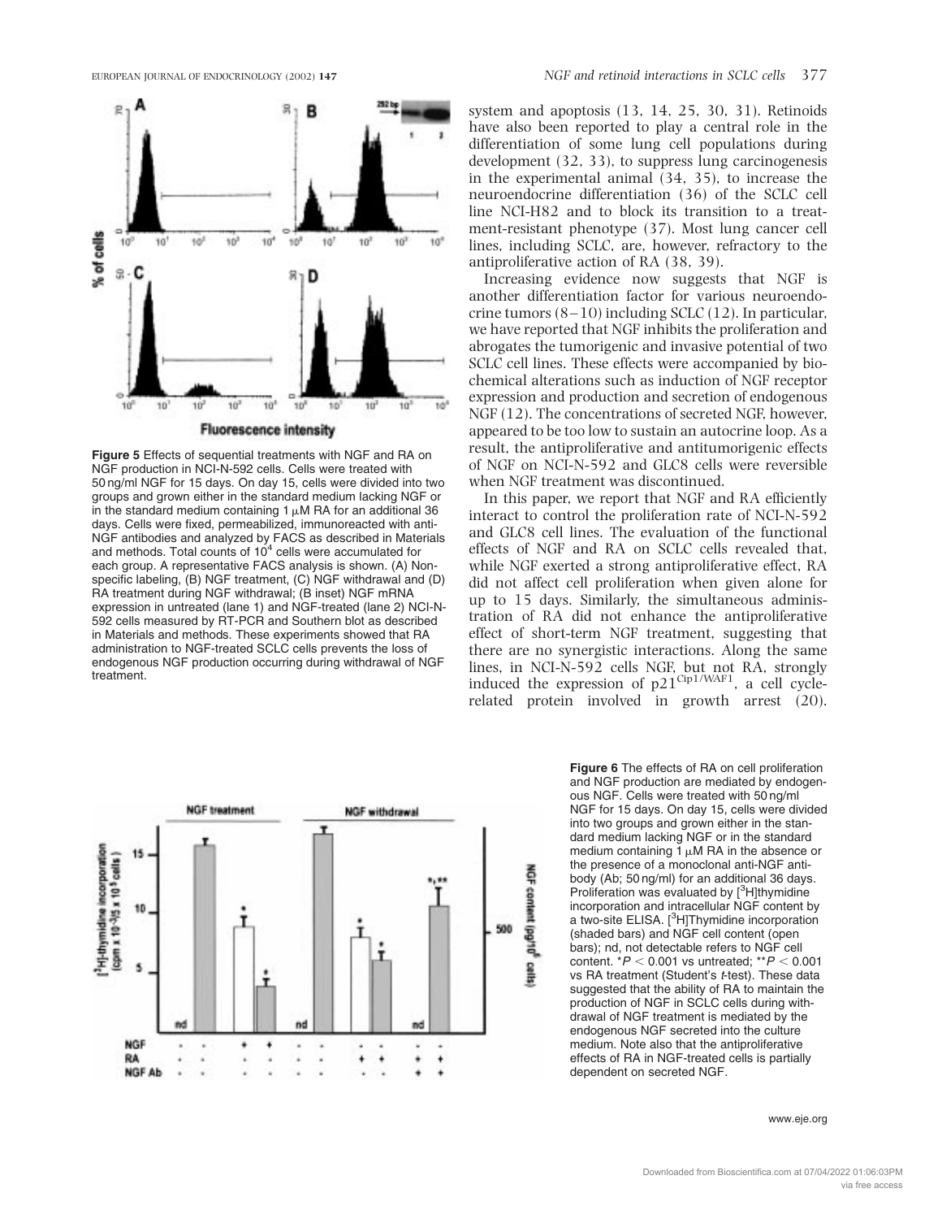**Figure 5** Effects of sequential treatments with NGF and RA on NGF production in NCI-N-592 cells. Cells were treated with 50 ng/ml NGF for 15 days. On day 15, cells were divided into two groups and grown either in the standard medium lacking NGF or in the standard medium containing 1 μM RA for an additional 36 days. Cells were fixed, permeabilized, immunoreacted with anti-NGF antibodies and analyzed by FACS as described in Materials and methods. Total counts of $10^4$ cells were accumulated for each group. A representative FACS analysis is shown. (A) Non-specific labeling, (B) NGF treatment, (C) NGF withdrawal and (D) RA treatment during NGF withdrawal; (B inset) NGF mRNA expression in untreated (lane 1) and NGF-treated (lane 2) NCI-N-592 cells measured by RT-PCR and Southern blot as described in Materials and methods. These experiments showed that RA administration to NGF-treated SCLC cells prevents the loss of endogenous NGF production occurring during withdrawal of NGF treatment.

system and apoptosis (13, 14, 25, 30, 31). Retinoids have also been reported to play a central role in the differentiation of some lung cell populations during development (32, 33), to suppress lung carcinogenesis in the experimental animal (34, 35), to increase the neuroendocrine differentiation (36) of the SCLC cell line NCI-H82 and to block its transition to a treatment-resistant phenotype (37). Most lung cancer cell lines, including SCLC, are, however, refractory to the antiproliferative action of RA (38, 39).

Increasing evidence now suggests that NGF is another differentiation factor for various neuroendocrine tumors (8–10) including SCLC (12). In particular, we have reported that NGF inhibits the proliferation and abrogates the tumorigenic and invasive potential of two SCLC cell lines. These effects were accompanied by biochemical alterations such as induction of NGF receptor expression and production and secretion of endogenous NGF (12). The concentrations of secreted NGF, however, appeared to be too low to sustain an autocrine loop. As a result, the antiproliferative and antitumorigenic effects of NGF on NCI-N-592 and GLC8 cells were reversible when NGF treatment was discontinued.

In this paper, we report that NGF and RA efficiently interact to control the proliferation rate of NCI-N-592 and GLC8 cell lines. The evaluation of the functional effects of NGF and RA on SCLC cells revealed that, while NGF exerted a strong antiproliferative effect, RA did not affect cell proliferation when given alone for up to 15 days. Similarly, the simultaneous administration of RA did not enhance the antiproliferative effect of short-term NGF treatment, suggesting that there are no synergistic interactions. Along the same lines, in NCI-N-592 cells NGF, but not RA, strongly induced the expression of $p21^{Cip1/WAF1}$, a cell cycle-related protein involved in growth arrest (20).

**Figure 6** The effects of RA on cell proliferation and NGF production are mediated by endogenous NGF. Cells were treated with 50 ng/ml NGF for 15 days. On day 15, cells were divided into two groups and grown either in the standard medium lacking NGF or in the standard medium containing 1 μM RA in the absence or the presence of a monoclonal anti-NGF antibody (Ab; 50 ng/ml) for an additional 36 days. Proliferation was evaluated by [$^3$H]thymidine incorporation and intracellular NGF content by a two-site ELISA. [$^3$H]Thymidine incorporation (shaded bars) and NGF cell content (open bars); nd, not detectable refers to NGF cell content. *$P < 0.001$ vs untreated; **$P < 0.001$ vs RA treatment (Student's *t*-test). These data suggested that the ability of RA to maintain the production of NGF in SCLC cells during withdrawal of NGF treatment is mediated by the endogenous NGF secreted into the culture medium. Note also that the antiproliferative effects of RA in NGF-treated cells is partially dependent on secreted NGF.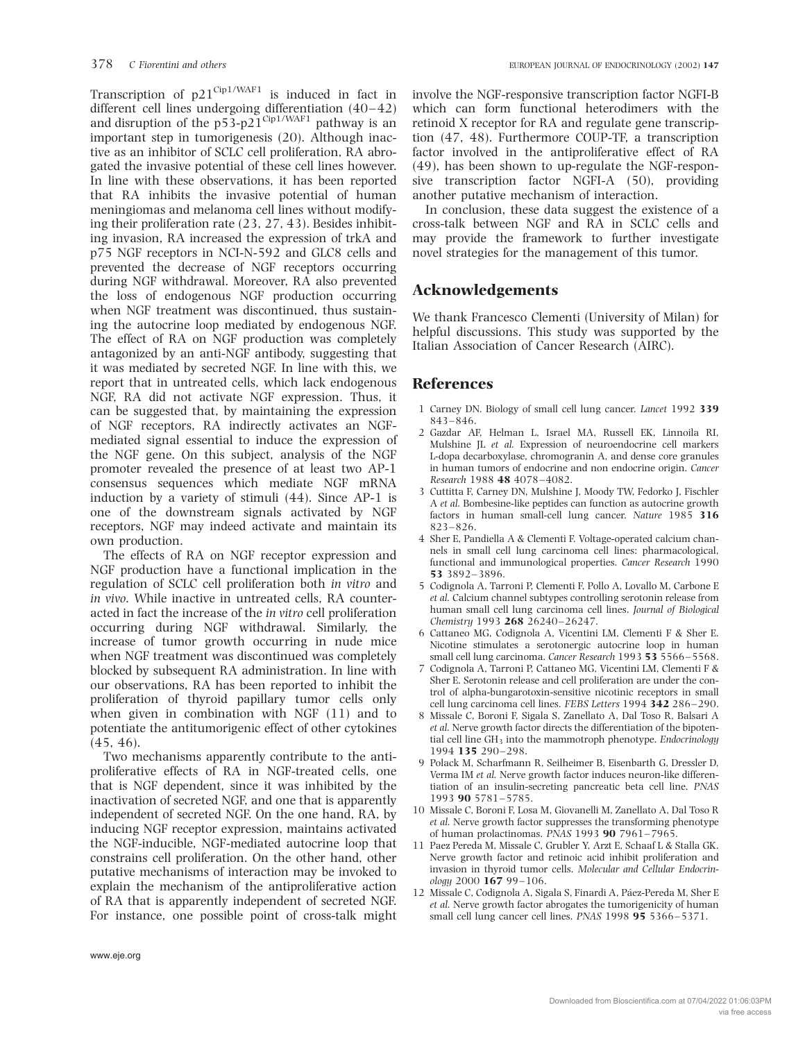Transcription of $p21^{Cip1/WAF1}$ is induced in fact in different cell lines undergoing differentiation (40–42) and disruption of the $p53$-$p21^{Cip1/WAF1}$ pathway is an important step in tumorigenesis (20). Although inactive as an inhibitor of SCLC cell proliferation, RA abrogated the invasive potential of these cell lines however. In line with these observations, it has been reported that RA inhibits the invasive potential of human meningiomas and melanoma cell lines without modifying their proliferation rate (23, 27, 43). Besides inhibiting invasion, RA increased the expression of trkA and p75 NGF receptors in NCI-N-592 and GLC8 cells and prevented the decrease of NGF receptors occurring during NGF withdrawal. Moreover, RA also prevented the loss of endogenous NGF production occurring when NGF treatment was discontinued, thus sustaining the autocrine loop mediated by endogenous NGF. The effect of RA on NGF production was completely antagonized by an anti-NGF antibody, suggesting that it was mediated by secreted NGF. In line with this, we report that in untreated cells, which lack endogenous NGF, RA did not activate NGF expression. Thus, it can be suggested that, by maintaining the expression of NGF receptors, RA indirectly activates an NGF-mediated signal essential to induce the expression of the NGF gene. On this subject, analysis of the NGF promoter revealed the presence of at least two AP-1 consensus sequences which mediate NGF mRNA induction by a variety of stimuli (44). Since AP-1 is one of the downstream signals activated by NGF receptors, NGF may indeed activate and maintain its own production.

The effects of RA on NGF receptor expression and NGF production have a functional implication in the regulation of SCLC cell proliferation both *in vitro* and *in vivo*. While inactive in untreated cells, RA counteracted in fact the increase of the *in vitro* cell proliferation occurring during NGF withdrawal. Similarly, the increase of tumor growth occurring in nude mice when NGF treatment was discontinued was completely blocked by subsequent RA administration. In line with our observations, RA has been reported to inhibit the proliferation of thyroid papillary tumor cells only when given in combination with NGF (11) and to potentiate the antitumorigenic effect of other cytokines (45, 46).

Two mechanisms apparently contribute to the antiproliferative effects of RA in NGF-treated cells, one that is NGF dependent, since it was inhibited by the inactivation of secreted NGF, and one that is apparently independent of secreted NGF. On the one hand, RA, by inducing NGF receptor expression, maintains activated the NGF-inducible, NGF-mediated autocrine loop that constrains cell proliferation. On the other hand, other putative mechanisms of interaction may be invoked to explain the mechanism of the antiproliferative action of RA that is apparently independent of secreted NGF. For instance, one possible point of cross-talk might involve the NGF-responsive transcription factor NGFI-B which can form functional heterodimers with the retinoid X receptor for RA and regulate gene transcription (47, 48). Furthermore COUP-TF, a transcription factor involved in the antiproliferative effect of RA (49), has been shown to up-regulate the NGF-responsive transcription factor NGFI-A (50), providing another putative mechanism of interaction.

In conclusion, these data suggest the existence of a cross-talk between NGF and RA in SCLC cells and may provide the framework to further investigate novel strategies for the management of this tumor.

## Acknowledgements

We thank Francesco Clementi (University of Milan) for helpful discussions. This study was supported by the Italian Association of Cancer Research (AIRC).

## References

1. Carney DN. Biology of small cell lung cancer. *Lancet* 1992 **339** 843–846.
2. Gazdar AF, Helman L, Israel MA, Russell EK, Linnoila RI, Mulshine JL *et al.* Expression of neuroendocrine cell markers L-dopa decarboxylase, chromogranin A, and dense core granules in human tumors of endocrine and non endocrine origin. *Cancer Research* 1988 **48** 4078–4082.
3. Cuttitta F, Carney DN, Mulshine J, Moody TW, Fedorko J, Fischler A *et al.* Bombesine-like peptides can function as autocrine growth factors in human small-cell lung cancer. *Nature* 1985 **316** 823–826.
4. Sher E, Pandiella A & Clementi F. Voltage-operated calcium channels in small cell lung carcinoma cell lines: pharmacological, functional and immunological properties. *Cancer Research* 1990 **53** 3892–3896.
5. Codignola A, Tarroni P, Clementi F, Pollo A, Lovallo M, Carbone E *et al.* Calcium channel subtypes controlling serotonin release from human small cell lung carcinoma cell lines. *Journal of Biological Chemistry* 1993 **268** 26240–26247.
6. Cattaneo MG, Codignola A, Vicentini LM, Clementi F & Sher E. Nicotine stimulates a serotonergic autocrine loop in human small cell lung carcinoma. *Cancer Research* 1993 **53** 5566–5568.
7. Codignola A, Tarroni P, Cattaneo MG, Vicentini LM, Clementi F & Sher E. Serotonin release and cell proliferation are under the control of alpha-bungarotoxin-sensitive nicotinic receptors in small cell lung carcinoma cell lines. *FEBS Letters* 1994 **342** 286–290.
8. Missale C, Boroni F, Sigala S, Zanellato A, Dal Toso R, Balsari A *et al.* Nerve growth factor directs the differentiation of the bipotential cell line $GH_3$ into the mammotroph phenotype. *Endocrinology* 1994 **135** 290–298.
9. Polack M, Scharfmann R, Seilheimer B, Eisenbarth G, Dressler D, Verma IM *et al.* Nerve growth factor induces neuron-like differentiation of an insulin-secreting pancreatic beta cell line. *PNAS* 1993 **90** 5781–5785.
10. Missale C, Boroni F, Losa M, Giovanelli M, Zanellato A, Dal Toso R *et al.* Nerve growth factor suppresses the transforming phenotype of human prolactinomas. *PNAS* 1993 **90** 7961–7965.
11. Paez Pereda M, Missale C, Grubler Y, Arzt E, Schaaf L & Stalla GK. Nerve growth factor and retinoic acid inhibit proliferation and invasion in thyroid tumor cells. *Molecular and Cellular Endocrinology* 2000 **167** 99–106.
12. Missale C, Codignola A, Sigala S, Finardi A, Páez-Pereda M, Sher E *et al.* Nerve growth factor abrogates the tumorigenicity of human small cell lung cancer cell lines. *PNAS* 1998 **95** 5366–5371.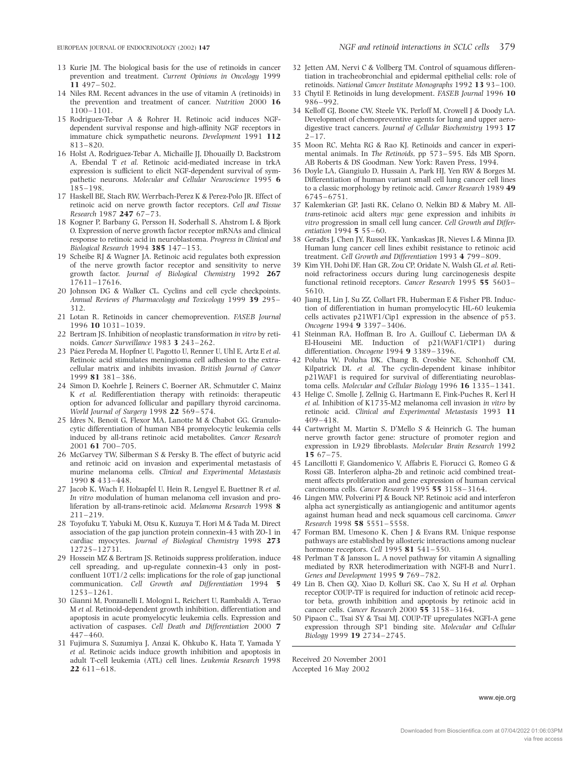13 Kurie JM. The biological basis for the use of retinoids in cancer prevention and treatment. *Current Opinions in Oncology* 1999 **11** 497–502.

14 Niles RM. Recent advances in the use of vitamin A (retinoids) in the prevention and treatment of cancer. *Nutrition* 2000 **16** 1100–1101.

15 Rodriguez-Tebar A & Rohrer H. Retinoic acid induces NGF-dependent survival response and high-affinity NGF receptors in immature chick sympathetic neurons. *Development* 1991 **112** 813–820.

16 Holst A, Rodriguez-Tebar A, Michaille JJ, Dhouailly D, Backstrom A, Ebendal T *et al.* Retinoic acid-mediated increase in trkA expression is sufficient to elicit NGF-dependent survival of sympathetic neurons. *Molecular and Cellular Neuroscience* 1995 **6** 185–198.

17 Haskell BE, Stach RW, Werrbach-Perez K & Perez-Polo JR. Effect of retinoic acid on nerve growth factor receptors. *Cell and Tissue Research* 1987 **247** 67–73.

18 Kogner P, Barbany G, Persson H, Soderhall S, Ahstrom L & Bjork O. Expression of nerve growth factor receptor mRNAs and clinical response to retinoic acid in neuroblastoma. *Progress in Clinical and Biological Research* 1994 **385** 147–153.

19 Scheibe RJ & Wagner JA. Retinoic acid regulates both expression of the nerve growth factor receptor and sensitivity to nerve growth factor. *Journal of Biological Chemistry* 1992 **267** 17611–17616.

20 Johnson DG & Walker CL. Cyclins and cell cycle checkpoints. *Annual Reviews of Pharmacology and Toxicology* 1999 **39** 295–312.

21 Lotan R. Retinoids in cancer chemoprevention. *FASEB Journal* 1996 **10** 1031–1039.

22 Bertram JS. Inhibition of neoplastic transformation *in vitro* by retinoids. *Cancer Surveillance* 1983 **3** 243–262.

23 Páez Pereda M, Hopfner U, Pagotto U, Renner U, Uhl E, Artz E *et al.* Retinoic acid stimulates meningioma cell adhesion to the extracellular matrix and inhibits invasion. *British Journal of Cancer* 1999 **81** 381–386.

24 Simon D, Koehrle J, Reiners C, Boerner AR, Schmutzler C, Mainz K *et al.* Redifferentiation therapy with retinoids: therapeutic option for advanced follicular and papillary thyroid carcinoma. *World Journal of Surgery* 1998 **22** 569–574.

25 Idres N, Benoit G, Flexor MA, Lanotte M & Chabot GG. Granulocytic differentiation of human NB4 promyelocytic leukemia cells induced by all-trans retinoic acid metabolites. *Cancer Research* 2001 **61** 700–705.

26 McGarvey TW, Silberman S & Persky B. The effect of butyric acid and retinoic acid on invasion and experimental metastasis of murine melanoma cells. *Clinical and Experimental Metastasis* 1990 **8** 433–448.

27 Jacob K, Wach F, Holzapfel U, Hein R, Lengyel E, Buettner R *et al.* *In vitro* modulation of human melanoma cell invasion and proliferation by all-trans-retinoic acid. *Melanoma Research* 1998 **8** 211–219.

28 Toyofuku T, Yabuki M, Otsu K, Kuzuya T, Hori M & Tada M. Direct association of the gap junction protein connexin-43 with ZO-1 in cardiac myocytes. *Journal of Biological Chemistry* 1998 **273** 12725–12731.

29 Hossein MZ & Bertram JS. Retinoids suppress proliferation, induce cell spreading, and up-regulate connexin-43 only in post-confluent 10T1/2 cells: implications for the role of gap junctional communication. *Cell Growth and Differentiation* 1994 **5** 1253–1261.

30 Gianni M, Ponzanelli I, Mologni L, Reichert U, Rambaldi A, Terao M *et al.* Retinoid-dependent growth inhibition, differentiation and apoptosis in acute promyelocytic leukemia cells. Expression and activation of caspases. *Cell Death and Differentiation* 2000 **7** 447–460.

31 Fujimura S, Suzumiya J, Anzai K, Ohkubo K, Hata T, Yamada Y *et al.* Retinoic acids induce growth inhibition and apoptosis in adult T-cell leukemia (ATL) cell lines. *Leukemia Research* 1998 **22** 611–618.

32 Jetten AM, Nervi C & Vollberg TM. Control of squamous differentiation in tracheobronchial and epidermal epithelial cells: role of retinoids. *National Cancer Institute Monographs* 1992 **13** 93–100.

33 Chytil F. Retinoids in lung development. *FASEB Journal* 1996 **10** 986–992.

34 Kelloff GJ, Boone CW, Steele VK, Perloff M, Crowell J & Doody LA. Development of chemopreventive agents for lung and upper aerodigestive tract cancers. *Journal of Cellular Biochemistry* 1993 **17** 2–17.

35 Moon RC, Mehta RG & Rao KJ. Retinoids and cancer in experimental animals. In *The Retinoids*, pp 573–595. Eds MB Sporn, AB Roberts & DS Goodman. New York: Raven Press, 1994.

36 Doyle LA, Giangiulo D, Hussain A, Park HJ, Yen RW & Borges M. Differentiation of human variant small cell lung cancer cell lines to a classic morphology by retinoic acid. *Cancer Research* 1989 **49** 6745–6751.

37 Kalemkerian GP, Jasti RK, Celano O, Nelkin BD & Mabry M. All-*trans*-retinoic acid alters *myc* gene expression and inhibits *in vitro* progression in small cell lung cancer. *Cell Growth and Differentiation* 1994 **5** 55–60.

38 Geradts J, Chen JY, Russel EK, Yankaskas JR, Nieves L & Minna JD. Human lung cancer cell lines exhibit resistance to retinoic acid treatment. *Cell Growth and Differentiation* 1993 **4** 799–809.

39 Kim YH, Dohi DF, Han GR, Zou CP, Oridate N, Walsh GL *et al.* Retinoid refractoriness occurs during lung carcinogenesis despite functional retinoid receptors. *Cancer Research* 1995 **55** 5603–5610.

40 Jiang H, Lin J, Su ZZ, Collart FR, Huberman E & Fisher PB. Induction of differentiation in human promyelocytic HL-60 leukemia cells activates p21WF1/Cip1 expression in the absence of p53. *Oncogene* 1994 **9** 3397–3406.

41 Steinman RA, Hoffman B, Iro A, Guillouf C, Lieberman DA & El-Houseini ME. Induction of p21(WAF1/CIP1) during differentiation. *Oncogene* 1994 **9** 3389–3396.

42 Poluha W, Poluha DK, Chang B, Crosbie NE, Schonhoff CM, Kilpatrick DL *et al.* The cyclin-dependent kinase inhibitor p21WAF1 is required for survival of differentiating neuroblastoma cells. *Molecular and Cellular Biology* 1996 **16** 1335–1341.

43 Helige C, Smolle J, Zellnig G, Hartmann E, Fink-Puches R, Kerl H *et al.* Inhibition of K1735-M2 melanoma cell invasion *in vitro* by retinoic acid. *Clinical and Experimental Metastasis* 1993 **11** 409–418.

44 Cartwright M, Martin S, D'Mello S & Heinrich G. The human nerve growth factor gene: structure of promoter region and expression in L929 fibroblasts. *Molecular Brain Research* 1992 **15** 67–75.

45 Lancillotti F, Giandomenico V, Affabris E, Fiorucci G, Romeo G & Rossi GB. Interferon alpha-2b and retinoic acid combined treatment affects proliferation and gene expression of human cervical carcinoma cells. *Cancer Research* 1995 **55** 3158–3164.

46 Lingen MW, Polverini PJ & Bouck NP. Retinoic acid and interferon alpha act synergistically as antiangiogenic and antitumor agents against human head and neck squamous cell carcinoma. *Cancer Research* 1998 **58** 5551–5558.

47 Forman BM, Umesono K, Chen J & Evans RM. Unique response pathways are established by allosteric interactions among nuclear hormone receptors. *Cell* 1995 **81** 541–550.

48 Perlman T & Jansson L. A novel pathway for vitamin A signalling mediated by RXR heterodimerization with NGFI-B and Nurr1. *Genes and Development* 1995 **9** 769–782.

49 Lin B, Chen GQ, Xiao D, Kolluri SK, Cao X, Su H *et al.* Orphan receptor COUP-TF is required for induction of retinoic acid receptor beta, growth inhibition and apoptosis by retinoic acid in cancer cells. *Cancer Research* 2000 **55** 3158–3164.

50 Pipaon C., Tsai SY & Tsai MJ. COUP-TF upregulates NGFI-A gene expression through SP1 binding site. *Molecular and Cellular Biology* 1999 **19** 2734–2745.

Received 20 November 2001
Accepted 16 May 2002